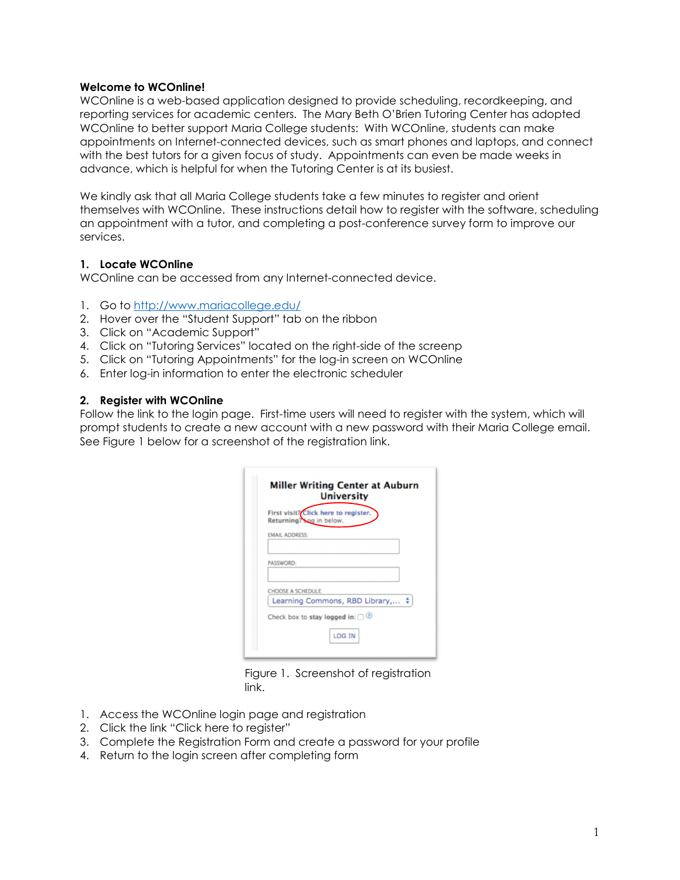**Welcome to WCOnline!**

WCOnline is a web-based application designed to provide scheduling, recordkeeping, and reporting services for academic centers. The Mary Beth O'Brien Tutoring Center has adopted WCOnline to better support Maria College students: With WCOnline, students can make appointments on Internet-connected devices, such as smart phones and laptops, and connect with the best tutors for a given focus of study. Appointments can even be made weeks in advance, which is helpful for when the Tutoring Center is at its busiest.

We kindly ask that all Maria College students take a few minutes to register and orient themselves with WCOnline. These instructions detail how to register with the software, scheduling an appointment with a tutor, and completing a post-conference survey form to improve our services.

## 1. Locate WCOnline

WCOnline can be accessed from any Internet-connected device.

1. Go to [http://www.mariacollege.edu/](http://www.mariacollege.edu/)
2. Hover over the "Student Support" tab on the ribbon
3. Click on "Academic Support"
4. Click on "Tutoring Services" located on the right-side of the screenp
5. Click on "Tutoring Appointments" for the log-in screen on WCOnline
6. Enter log-in information to enter the electronic scheduler

## 2. Register with WCOnline

Follow the link to the login page. First-time users will need to register with the system, which will prompt students to create a new account with a new password with their Maria College email. See Figure 1 below for a screenshot of the registration link.

Figure 1. Screenshot of registration link.

1. Access the WCOnline login page and registration
2. Click the link "Click here to register"
3. Complete the Registration Form and create a password for your profile
4. Return to the login screen after completing form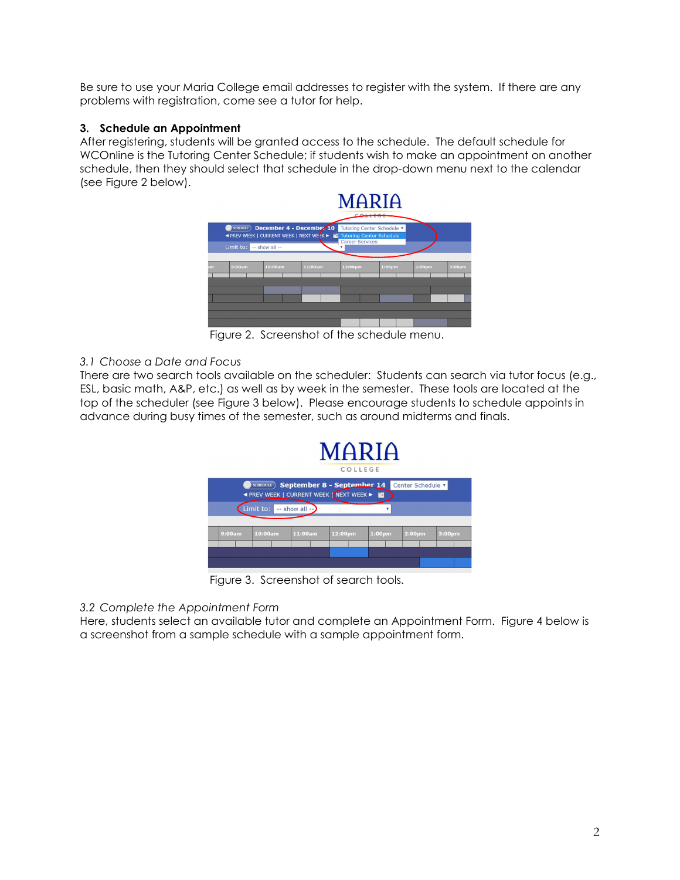Be sure to use your Maria College email addresses to register with the system. If there are any problems with registration, come see a tutor for help.

### 3. Schedule an Appointment

After registering, students will be granted access to the schedule. The default schedule for WCOnline is the Tutoring Center Schedule; if students wish to make an appointment on another schedule, then they should select that schedule in the drop-down menu next to the calendar (see Figure 2 below).

Figure 2. Screenshot of the schedule menu.

*3.1 Choose a Date and Focus*

There are two search tools available on the scheduler: Students can search via tutor focus (e.g., ESL, basic math, A&P, etc.) as well as by week in the semester. These tools are located at the top of the scheduler (see Figure 3 below). Please encourage students to schedule appoints in advance during busy times of the semester, such as around midterms and finals.

Figure 3. Screenshot of search tools.

*3.2 Complete the Appointment Form*

Here, students select an available tutor and complete an Appointment Form. Figure 4 below is a screenshot from a sample schedule with a sample appointment form.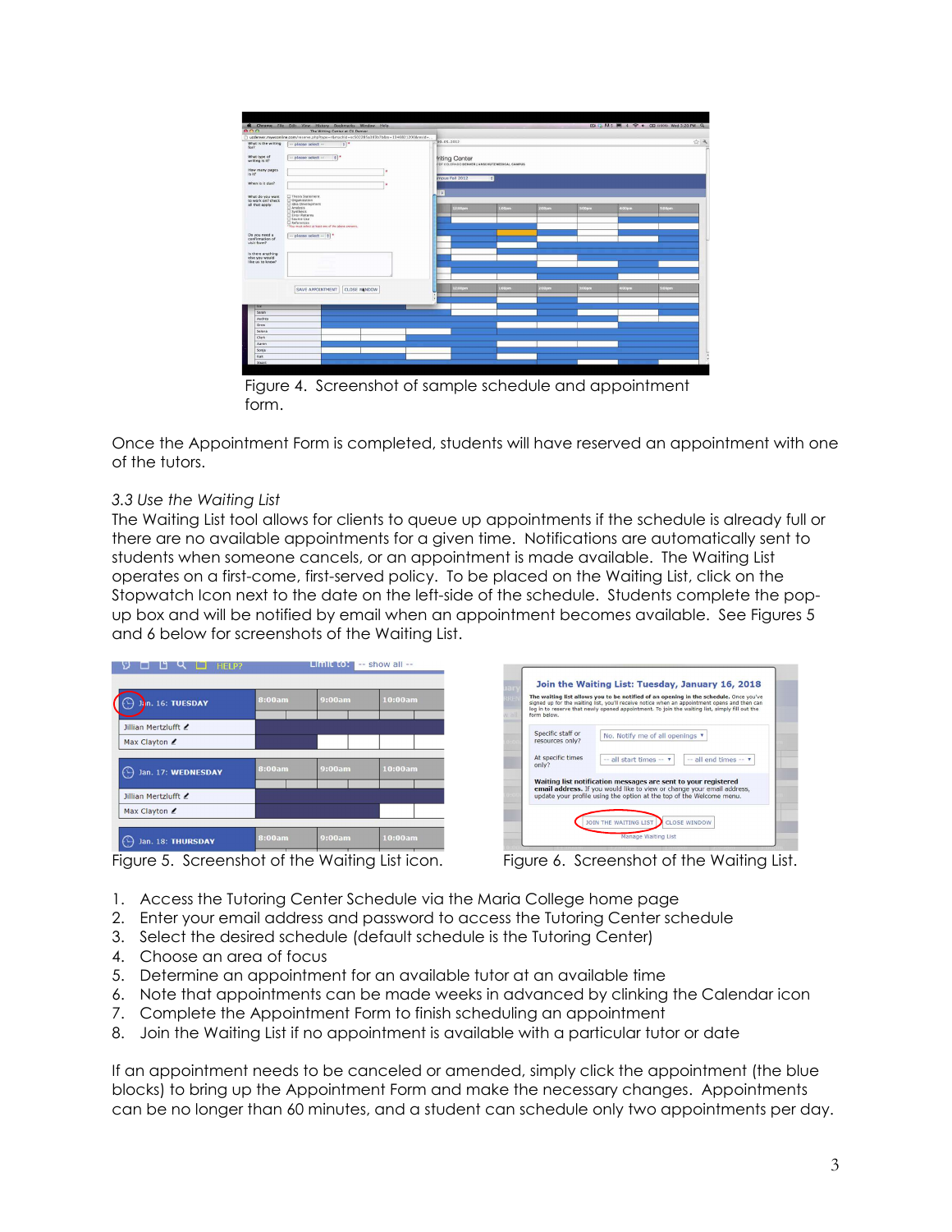Figure 4. Screenshot of sample schedule and appointment form.

Once the Appointment Form is completed, students will have reserved an appointment with one of the tutors.

*3.3 Use the Waiting List*

The Waiting List tool allows for clients to queue up appointments if the schedule is already full or there are no available appointments for a given time. Notifications are automatically sent to students when someone cancels, or an appointment is made available. The Waiting List operates on a first-come, first-served policy. To be placed on the Waiting List, click on the Stopwatch Icon next to the date on the left-side of the schedule. Students complete the pop-up box and will be notified by email when an appointment becomes available. See Figures 5 and 6 below for screenshots of the Waiting List.

Figure 5. Screenshot of the Waiting List icon.

Figure 6. Screenshot of the Waiting List.

1. Access the Tutoring Center Schedule via the Maria College home page
2. Enter your email address and password to access the Tutoring Center schedule
3. Select the desired schedule (default schedule is the Tutoring Center)
4. Choose an area of focus
5. Determine an appointment for an available tutor at an available time
6. Note that appointments can be made weeks in advanced by clinking the Calendar icon
7. Complete the Appointment Form to finish scheduling an appointment
8. Join the Waiting List if no appointment is available with a particular tutor or date

If an appointment needs to be canceled or amended, simply click the appointment (the blue blocks) to bring up the Appointment Form and make the necessary changes. Appointments can be no longer than 60 minutes, and a student can schedule only two appointments per day.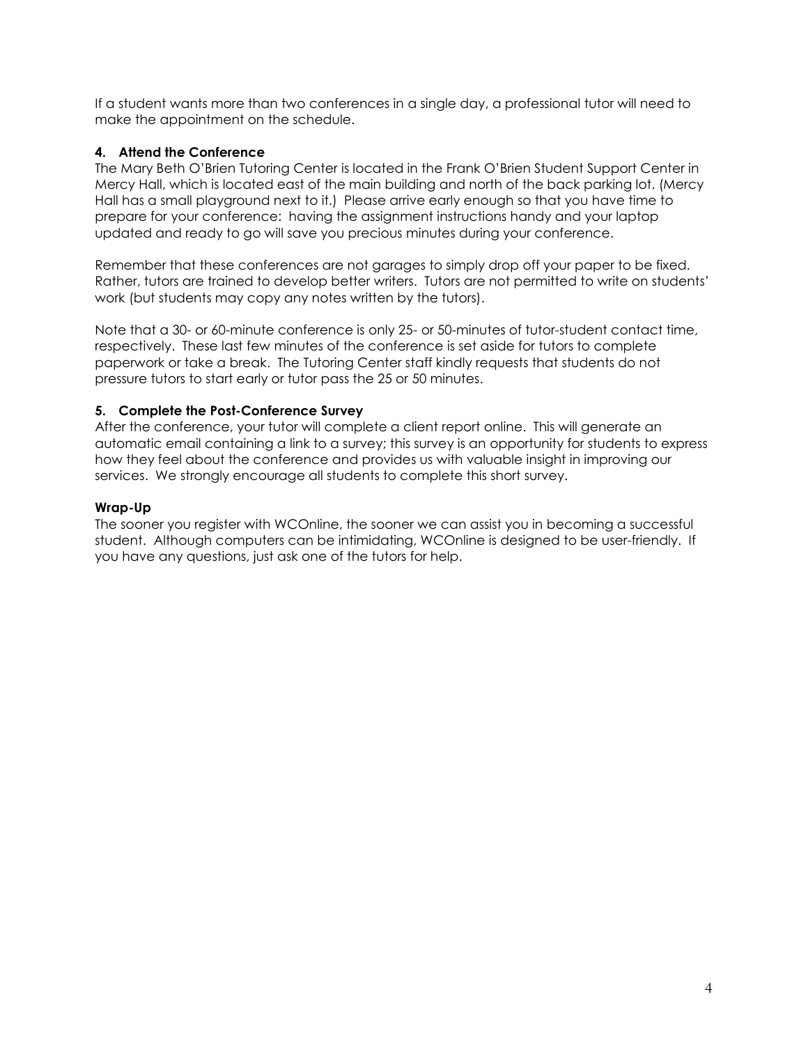If a student wants more than two conferences in a single day, a professional tutor will need to make the appointment on the schedule.

### 4. Attend the Conference

The Mary Beth O'Brien Tutoring Center is located in the Frank O'Brien Student Support Center in Mercy Hall, which is located east of the main building and north of the back parking lot. (Mercy Hall has a small playground next to it.) Please arrive early enough so that you have time to prepare for your conference: having the assignment instructions handy and your laptop updated and ready to go will save you precious minutes during your conference.

Remember that these conferences are not garages to simply drop off your paper to be fixed. Rather, tutors are trained to develop better writers. Tutors are not permitted to write on students' work (but students may copy any notes written by the tutors).

Note that a 30- or 60-minute conference is only 25- or 50-minutes of tutor-student contact time, respectively. These last few minutes of the conference is set aside for tutors to complete paperwork or take a break. The Tutoring Center staff kindly requests that students do not pressure tutors to start early or tutor pass the 25 or 50 minutes.

### 5. Complete the Post-Conference Survey

After the conference, your tutor will complete a client report online. This will generate an automatic email containing a link to a survey; this survey is an opportunity for students to express how they feel about the conference and provides us with valuable insight in improving our services. We strongly encourage all students to complete this short survey.

### Wrap-Up

The sooner you register with WCOnline, the sooner we can assist you in becoming a successful student. Although computers can be intimidating, WCOnline is designed to be user-friendly. If you have any questions, just ask one of the tutors for help.